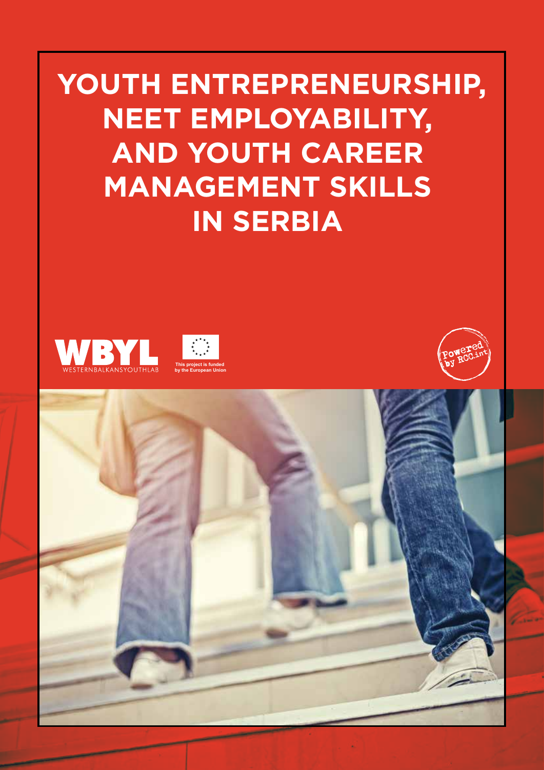# YOUTH ENTREPRENEURSHIP, NEET EMPLOYABILITY, AND YOUTH CAREER MANAGEMENT SKILLS IN SERBIA

WBYL
WESTERNBALKANSYOUTHLAB

This project is funded by the European Union

Powered by RCC.int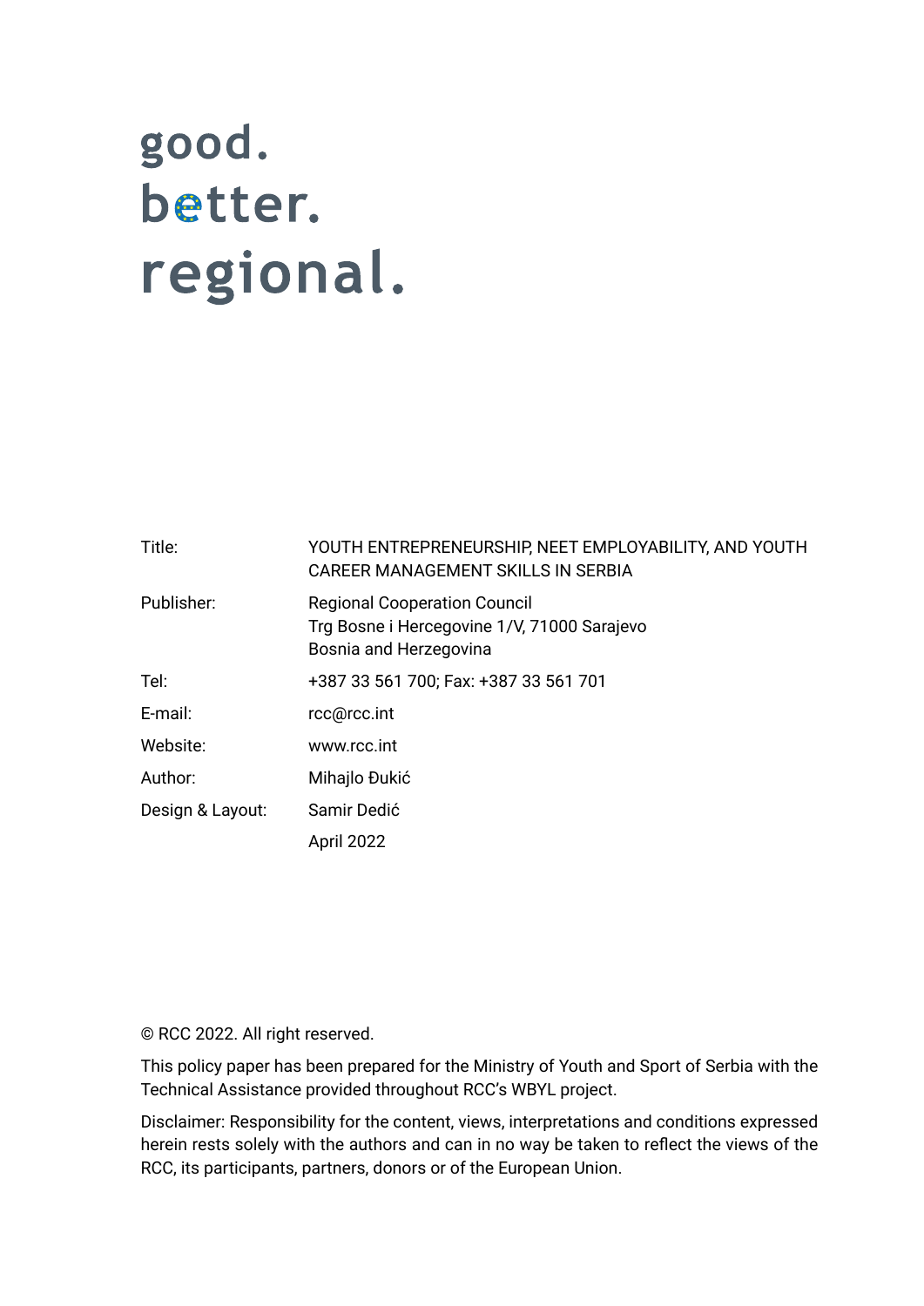good.
better.
regional.

| | |
|---|---|
| Title: | YOUTH ENTREPRENEURSHIP, NEET EMPLOYABILITY, AND YOUTH CAREER MANAGEMENT SKILLS IN SERBIA |
| Publisher: | Regional Cooperation Council<br>Trg Bosne i Hercegovine 1/V, 71000 Sarajevo<br>Bosnia and Herzegovina |
| Tel: | +387 33 561 700; Fax: +387 33 561 701 |
| E-mail: | rcc@rcc.int |
| Website: | www.rcc.int |
| Author: | Mihajlo Đukić |
| Design & Layout: | Samir Dedić |
| | April 2022 |

© RCC 2022. All right reserved.

This policy paper has been prepared for the Ministry of Youth and Sport of Serbia with the Technical Assistance provided throughout RCC's WBYL project.

Disclaimer: Responsibility for the content, views, interpretations and conditions expressed herein rests solely with the authors and can in no way be taken to reflect the views of the RCC, its participants, partners, donors or of the European Union.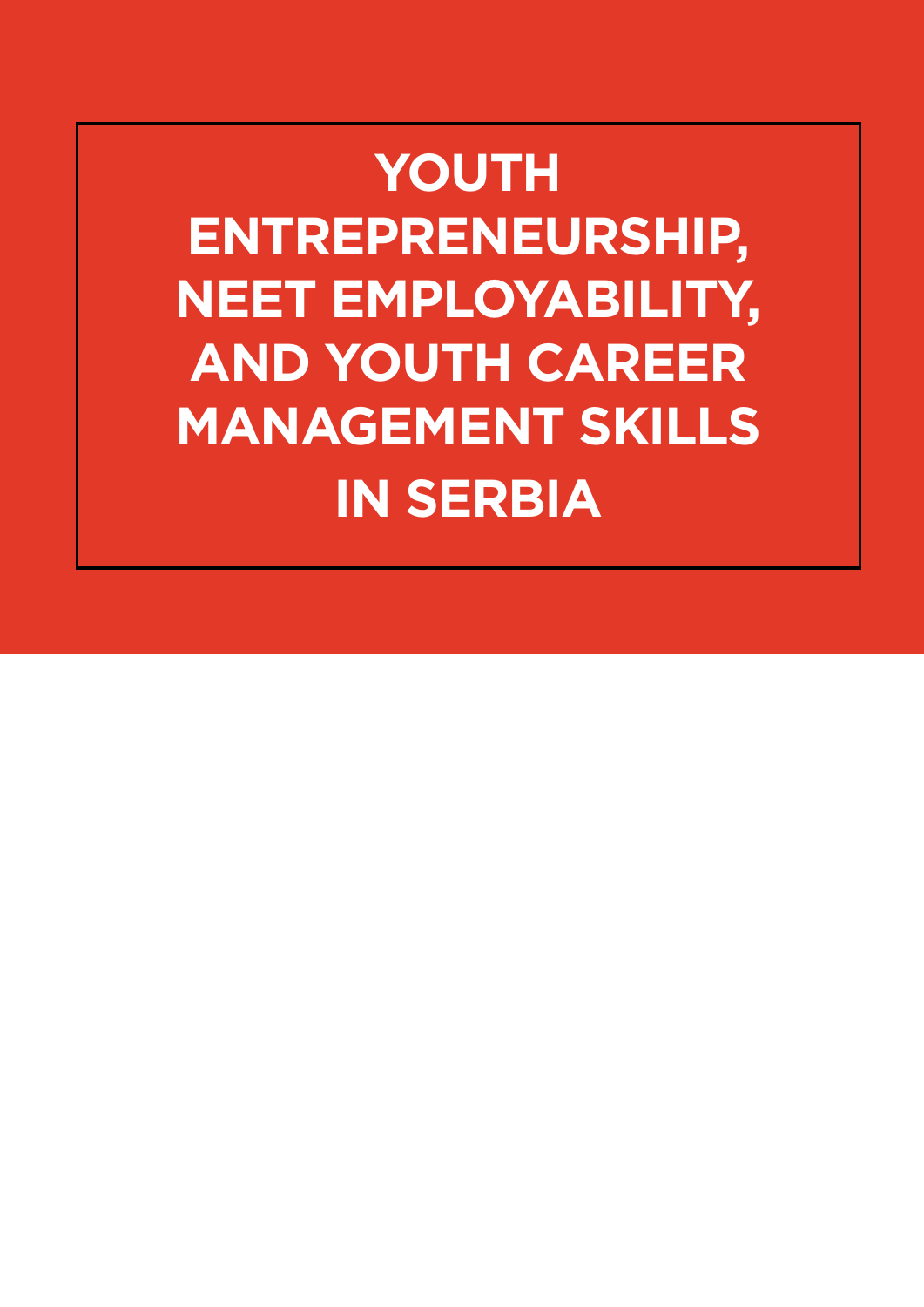# YOUTH ENTREPRENEURSHIP, NEET EMPLOYABILITY, AND YOUTH CAREER MANAGEMENT SKILLS IN SERBIA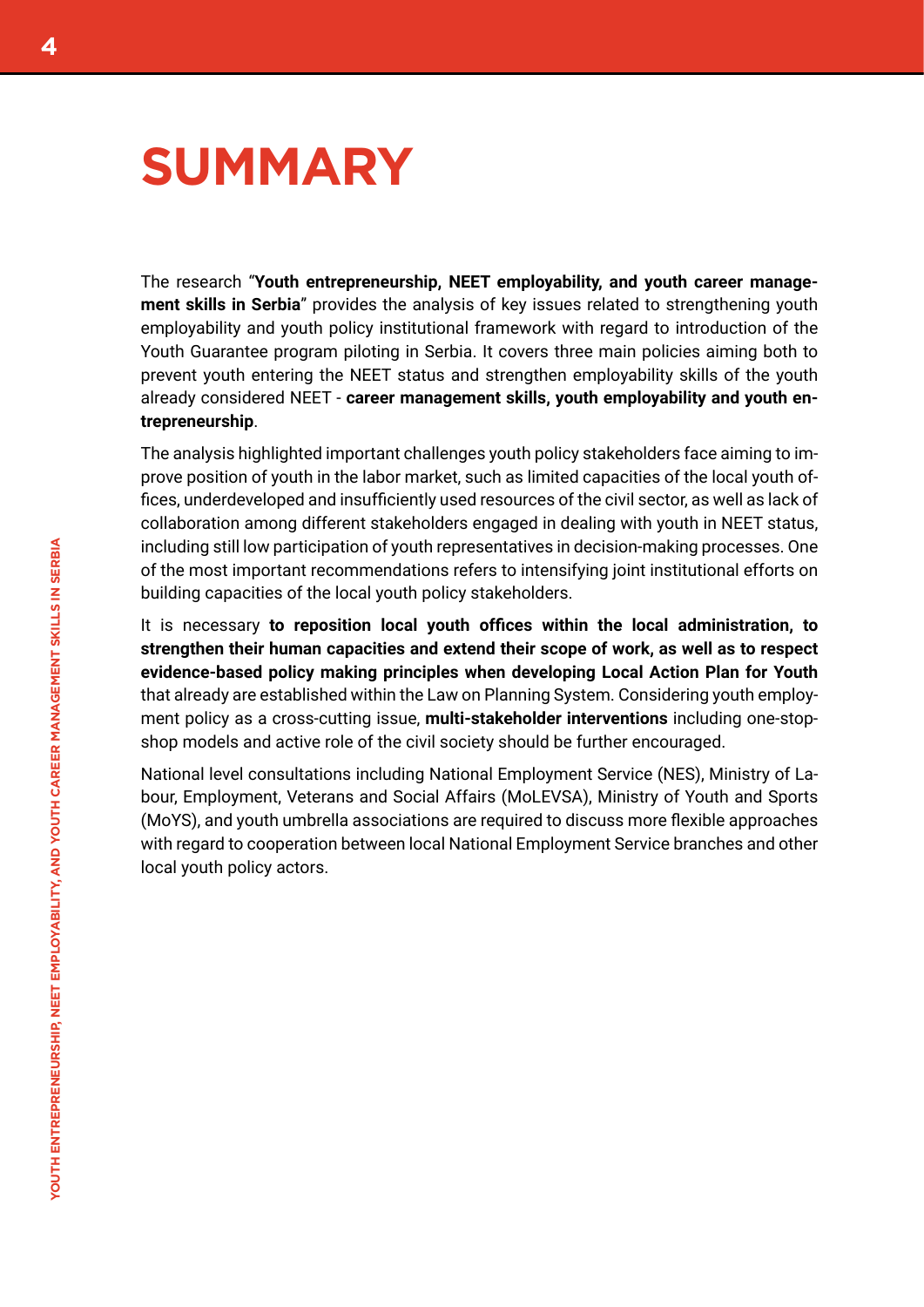# SUMMARY

The research "**Youth entrepreneurship, NEET employability, and youth career management skills in Serbia**" provides the analysis of key issues related to strengthening youth employability and youth policy institutional framework with regard to introduction of the Youth Guarantee program piloting in Serbia. It covers three main policies aiming both to prevent youth entering the NEET status and strengthen employability skills of the youth already considered NEET - **career management skills, youth employability and youth entrepreneurship**.

The analysis highlighted important challenges youth policy stakeholders face aiming to improve position of youth in the labor market, such as limited capacities of the local youth offices, underdeveloped and insufficiently used resources of the civil sector, as well as lack of collaboration among different stakeholders engaged in dealing with youth in NEET status, including still low participation of youth representatives in decision-making processes. One of the most important recommendations refers to intensifying joint institutional efforts on building capacities of the local youth policy stakeholders.

It is necessary **to reposition local youth offices within the local administration, to strengthen their human capacities and extend their scope of work, as well as to respect evidence-based policy making principles when developing Local Action Plan for Youth** that already are established within the Law on Planning System. Considering youth employment policy as a cross-cutting issue, **multi-stakeholder interventions** including one-stop-shop models and active role of the civil society should be further encouraged.

National level consultations including National Employment Service (NES), Ministry of Labour, Employment, Veterans and Social Affairs (MoLEVSA), Ministry of Youth and Sports (MoYS), and youth umbrella associations are required to discuss more flexible approaches with regard to cooperation between local National Employment Service branches and other local youth policy actors.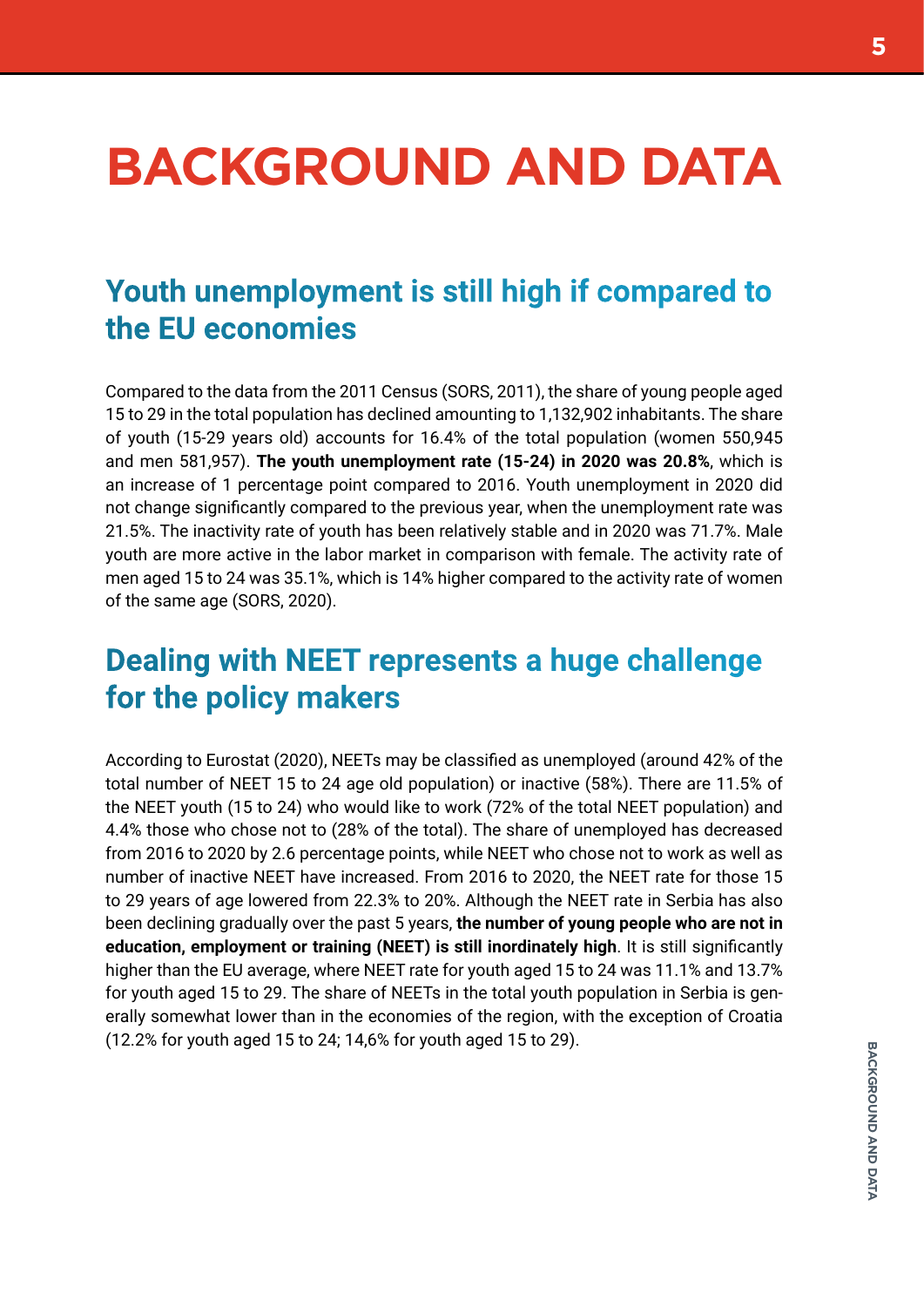# BACKGROUND AND DATA

## Youth unemployment is still high if compared to the EU economies

Compared to the data from the 2011 Census (SORS, 2011), the share of young people aged 15 to 29 in the total population has declined amounting to 1,132,902 inhabitants. The share of youth (15-29 years old) accounts for 16.4% of the total population (women 550,945 and men 581,957). **The youth unemployment rate (15-24) in 2020 was 20.8%**, which is an increase of 1 percentage point compared to 2016. Youth unemployment in 2020 did not change significantly compared to the previous year, when the unemployment rate was 21.5%. The inactivity rate of youth has been relatively stable and in 2020 was 71.7%. Male youth are more active in the labor market in comparison with female. The activity rate of men aged 15 to 24 was 35.1%, which is 14% higher compared to the activity rate of women of the same age (SORS, 2020).

## Dealing with NEET represents a huge challenge for the policy makers

According to Eurostat (2020), NEETs may be classified as unemployed (around 42% of the total number of NEET 15 to 24 age old population) or inactive (58%). There are 11.5% of the NEET youth (15 to 24) who would like to work (72% of the total NEET population) and 4.4% those who chose not to (28% of the total). The share of unemployed has decreased from 2016 to 2020 by 2.6 percentage points, while NEET who chose not to work as well as number of inactive NEET have increased. From 2016 to 2020, the NEET rate for those 15 to 29 years of age lowered from 22.3% to 20%. Although the NEET rate in Serbia has also been declining gradually over the past 5 years, **the number of young people who are not in education, employment or training (NEET) is still inordinately high**. It is still significantly higher than the EU average, where NEET rate for youth aged 15 to 24 was 11.1% and 13.7% for youth aged 15 to 29. The share of NEETs in the total youth population in Serbia is generally somewhat lower than in the economies of the region, with the exception of Croatia (12.2% for youth aged 15 to 24; 14,6% for youth aged 15 to 29).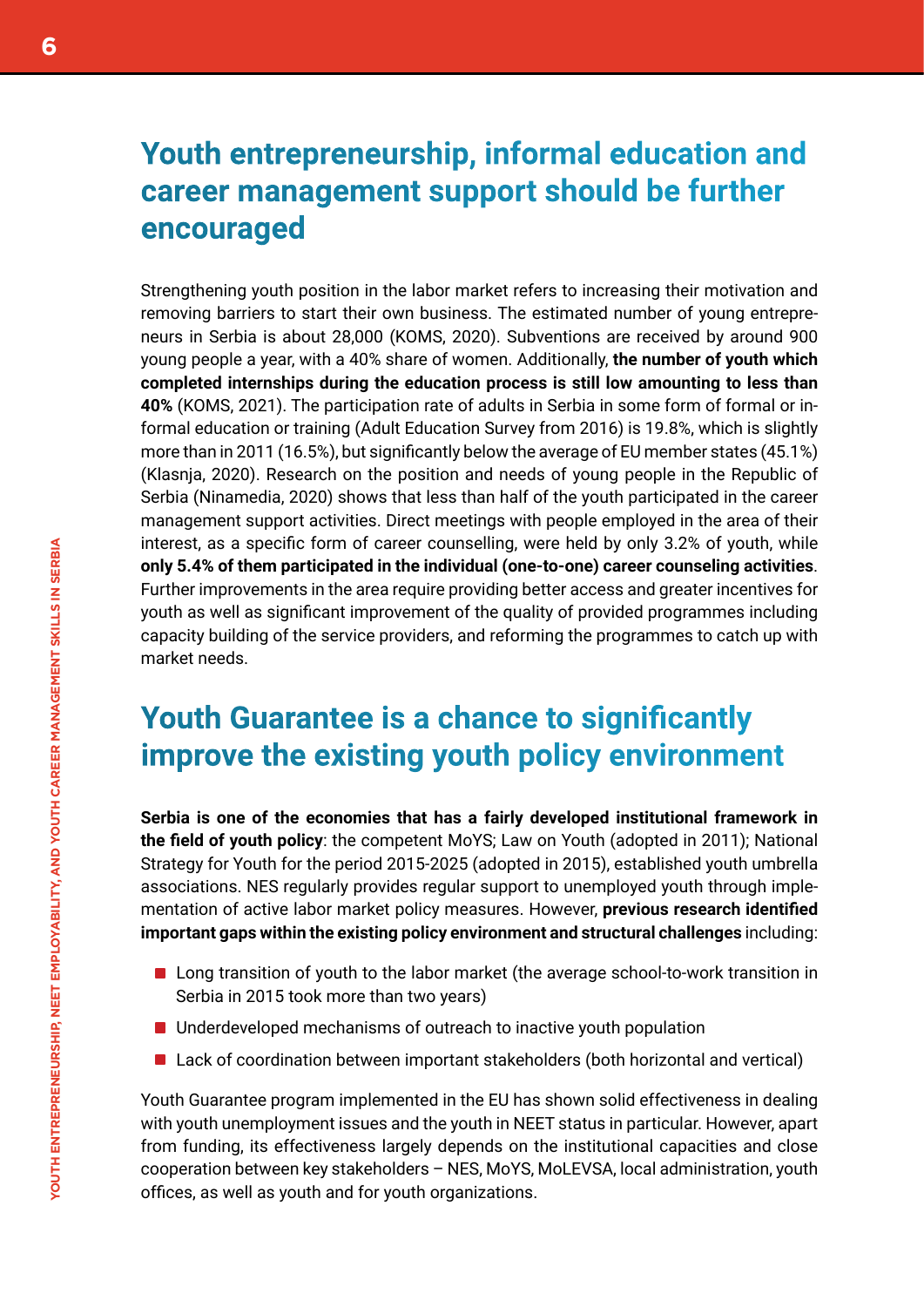## Youth entrepreneurship, informal education and career management support should be further encouraged

Strengthening youth position in the labor market refers to increasing their motivation and removing barriers to start their own business. The estimated number of young entrepreneurs in Serbia is about 28,000 (KOMS, 2020). Subventions are received by around 900 young people a year, with a 40% share of women. Additionally, **the number of youth which completed internships during the education process is still low amounting to less than 40%** (KOMS, 2021). The participation rate of adults in Serbia in some form of formal or informal education or training (Adult Education Survey from 2016) is 19.8%, which is slightly more than in 2011 (16.5%), but significantly below the average of EU member states (45.1%) (Klasnja, 2020). Research on the position and needs of young people in the Republic of Serbia (Ninamedia, 2020) shows that less than half of the youth participated in the career management support activities. Direct meetings with people employed in the area of their interest, as a specific form of career counselling, were held by only 3.2% of youth, while **only 5.4% of them participated in the individual (one-to-one) career counseling activities**. Further improvements in the area require providing better access and greater incentives for youth as well as significant improvement of the quality of provided programmes including capacity building of the service providers, and reforming the programmes to catch up with market needs.

## Youth Guarantee is a chance to significantly improve the existing youth policy environment

**Serbia is one of the economies that has a fairly developed institutional framework in the field of youth policy**: the competent MoYS; Law on Youth (adopted in 2011); National Strategy for Youth for the period 2015-2025 (adopted in 2015), established youth umbrella associations. NES regularly provides regular support to unemployed youth through implementation of active labor market policy measures. However, **previous research identified important gaps within the existing policy environment and structural challenges** including:

- Long transition of youth to the labor market (the average school-to-work transition in Serbia in 2015 took more than two years)
- Underdeveloped mechanisms of outreach to inactive youth population
- Lack of coordination between important stakeholders (both horizontal and vertical)

Youth Guarantee program implemented in the EU has shown solid effectiveness in dealing with youth unemployment issues and the youth in NEET status in particular. However, apart from funding, its effectiveness largely depends on the institutional capacities and close cooperation between key stakeholders – NES, MoYS, MoLEVSA, local administration, youth offices, as well as youth and for youth organizations.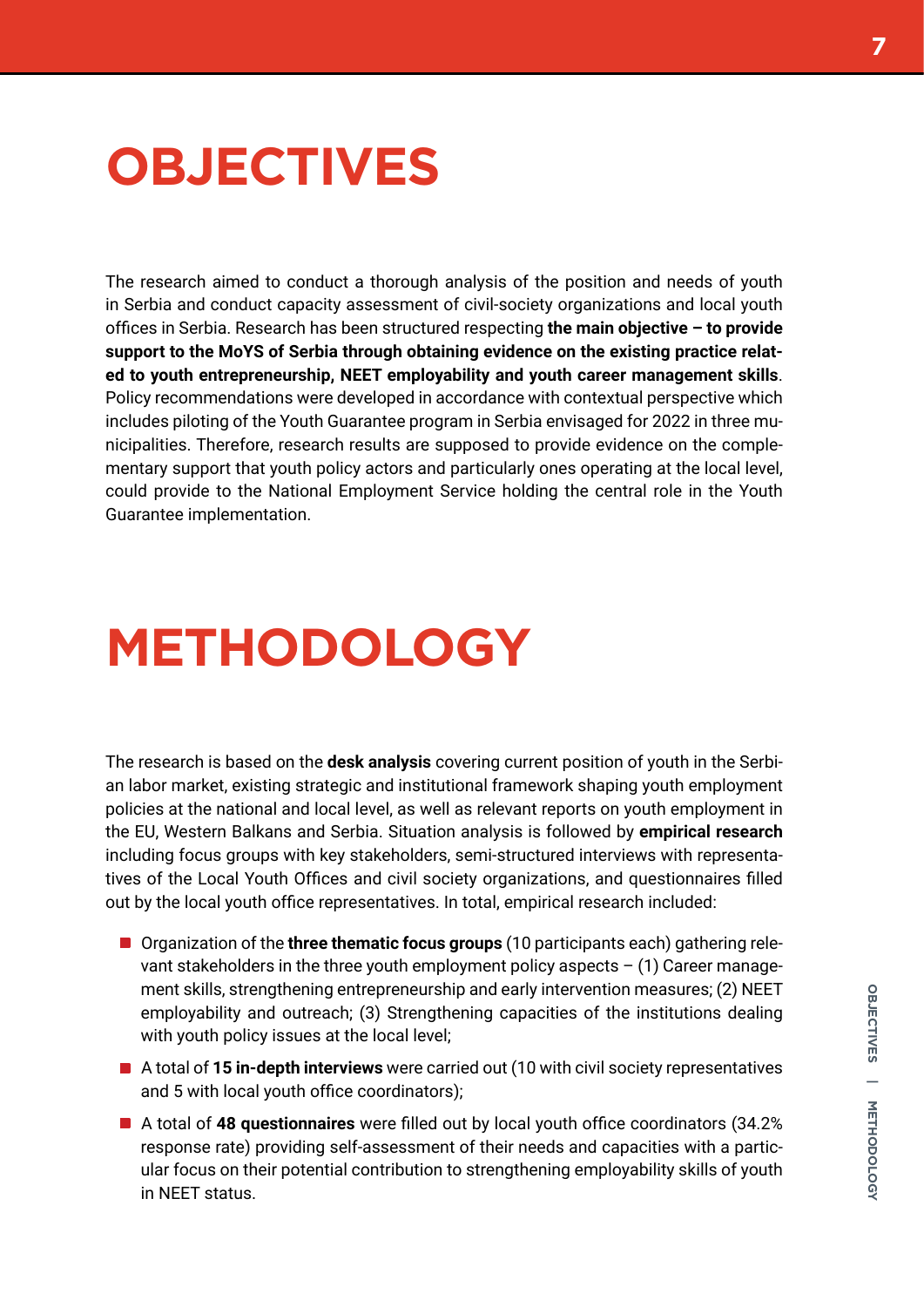# OBJECTIVES

The research aimed to conduct a thorough analysis of the position and needs of youth in Serbia and conduct capacity assessment of civil-society organizations and local youth offices in Serbia. Research has been structured respecting **the main objective – to provide support to the MoYS of Serbia through obtaining evidence on the existing practice related to youth entrepreneurship, NEET employability and youth career management skills**. Policy recommendations were developed in accordance with contextual perspective which includes piloting of the Youth Guarantee program in Serbia envisaged for 2022 in three municipalities. Therefore, research results are supposed to provide evidence on the complementary support that youth policy actors and particularly ones operating at the local level, could provide to the National Employment Service holding the central role in the Youth Guarantee implementation.

# METHODOLOGY

The research is based on the **desk analysis** covering current position of youth in the Serbian labor market, existing strategic and institutional framework shaping youth employment policies at the national and local level, as well as relevant reports on youth employment in the EU, Western Balkans and Serbia. Situation analysis is followed by **empirical research** including focus groups with key stakeholders, semi-structured interviews with representatives of the Local Youth Offices and civil society organizations, and questionnaires filled out by the local youth office representatives. In total, empirical research included:

- Organization of the **three thematic focus groups** (10 participants each) gathering relevant stakeholders in the three youth employment policy aspects – (1) Career management skills, strengthening entrepreneurship and early intervention measures; (2) NEET employability and outreach; (3) Strengthening capacities of the institutions dealing with youth policy issues at the local level;
- A total of **15 in-depth interviews** were carried out (10 with civil society representatives and 5 with local youth office coordinators);
- A total of **48 questionnaires** were filled out by local youth office coordinators (34.2% response rate) providing self-assessment of their needs and capacities with a particular focus on their potential contribution to strengthening employability skills of youth in NEET status.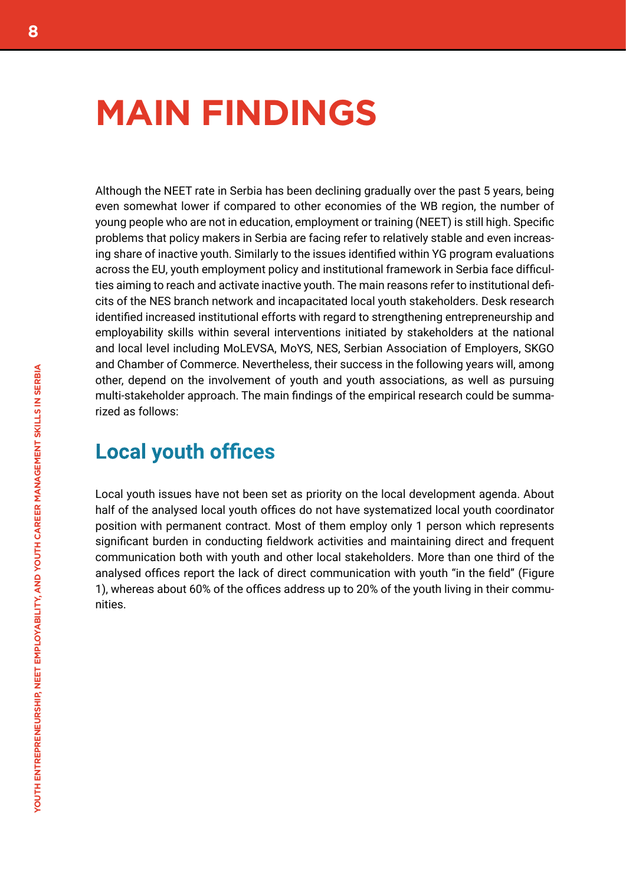# MAIN FINDINGS

Although the NEET rate in Serbia has been declining gradually over the past 5 years, being even somewhat lower if compared to other economies of the WB region, the number of young people who are not in education, employment or training (NEET) is still high. Specific problems that policy makers in Serbia are facing refer to relatively stable and even increasing share of inactive youth. Similarly to the issues identified within YG program evaluations across the EU, youth employment policy and institutional framework in Serbia face difficulties aiming to reach and activate inactive youth. The main reasons refer to institutional deficits of the NES branch network and incapacitated local youth stakeholders. Desk research identified increased institutional efforts with regard to strengthening entrepreneurship and employability skills within several interventions initiated by stakeholders at the national and local level including MoLEVSA, MoYS, NES, Serbian Association of Employers, SKGO and Chamber of Commerce. Nevertheless, their success in the following years will, among other, depend on the involvement of youth and youth associations, as well as pursuing multi-stakeholder approach. The main findings of the empirical research could be summarized as follows:

## Local youth offices

Local youth issues have not been set as priority on the local development agenda. About half of the analysed local youth offices do not have systematized local youth coordinator position with permanent contract. Most of them employ only 1 person which represents significant burden in conducting fieldwork activities and maintaining direct and frequent communication both with youth and other local stakeholders. More than one third of the analysed offices report the lack of direct communication with youth “in the field” (Figure 1), whereas about 60% of the offices address up to 20% of the youth living in their communities.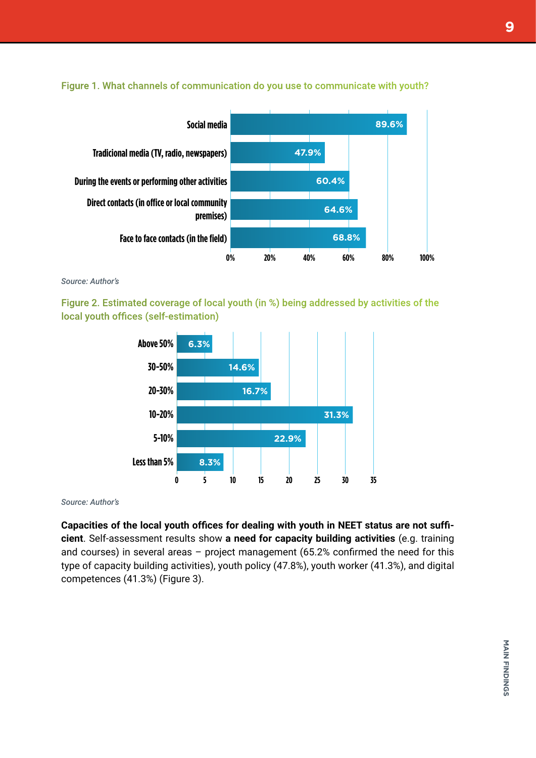Figure 1. What channels of communication do you use to communicate with youth?

| Channel | % |
|---|---|
| Social media | 89.6% |
| Tradicional media (TV, radio, newspapers) | 47.9% |
| During the events or performing other activities | 60.4% |
| Direct contacts (in office or local community premises) | 64.6% |
| Face to face contacts (in the field) | 68.8% |

*Source: Author's*

Figure 2. Estimated coverage of local youth (in %) being addressed by activities of the local youth offices (self-estimation)

| Coverage | % |
|---|---|
| Above 50% | 6.3% |
| 30-50% | 14.6% |
| 20-30% | 16.7% |
| 10-20% | 31.3% |
| 5-10% | 22.9% |
| Less than 5% | 8.3% |

*Source: Author's*

**Capacities of the local youth offices for dealing with youth in NEET status are not sufficient**. Self-assessment results show **a need for capacity building activities** (e.g. training and courses) in several areas – project management (65.2% confirmed the need for this type of capacity building activities), youth policy (47.8%), youth worker (41.3%), and digital competences (41.3%) (Figure 3).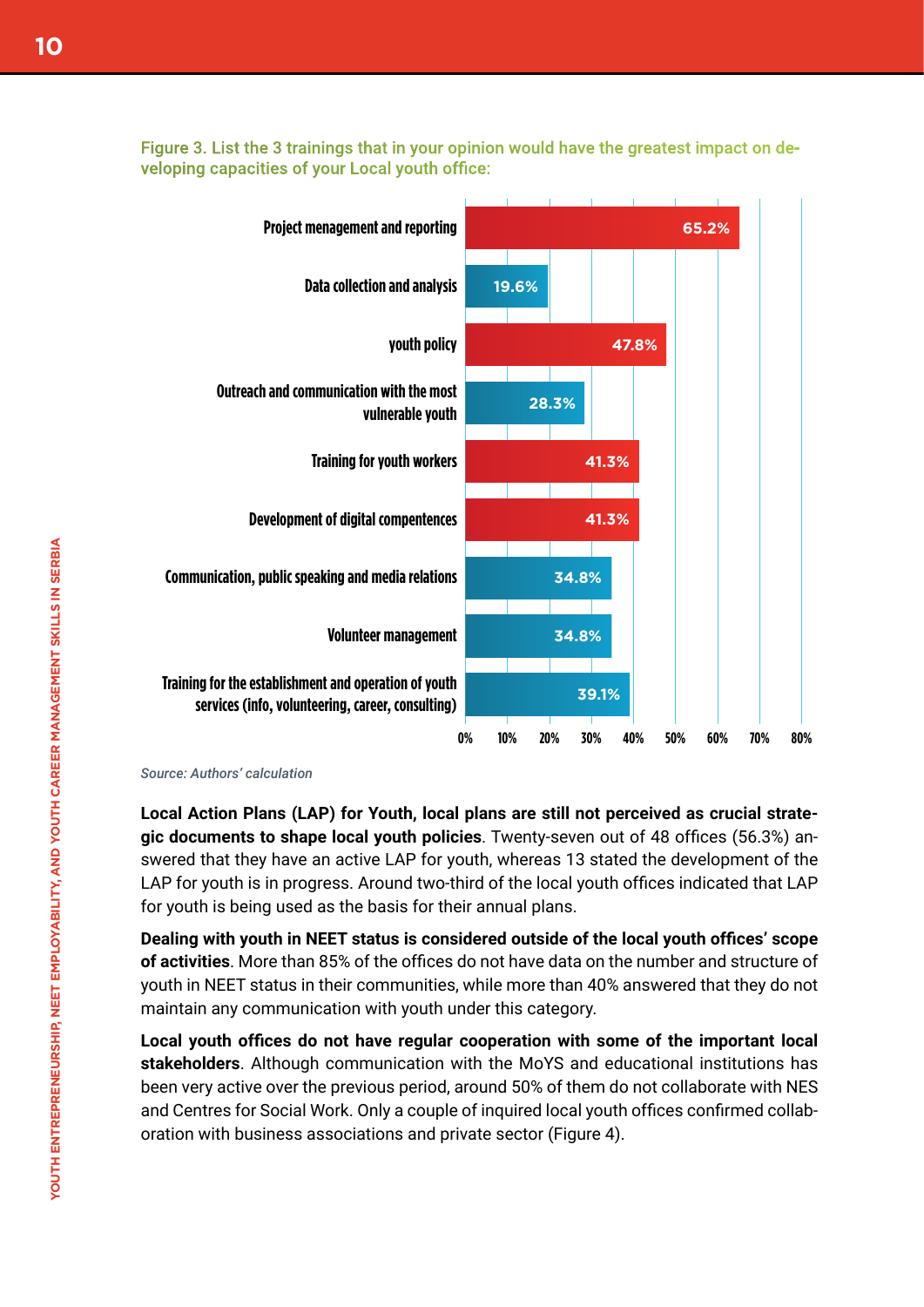Figure 3. List the 3 trainings that in your opinion would have the greatest impact on developing capacities of your Local youth office:

| Training | % |
|---|---|
| Project menagement and reporting | 65.2% |
| Data collection and analysis | 19.6% |
| youth policy | 47.8% |
| Outreach and communication with the most vulnerable youth | 28.3% |
| Training for youth workers | 41.3% |
| Development of digital compentences | 41.3% |
| Communication, public speaking and media relations | 34.8% |
| Volunteer management | 34.8% |
| Training for the establishment and operation of youth services (info, volunteering, career, consulting) | 39.1% |

*Source: Authors' calculation*

**Local Action Plans (LAP) for Youth, local plans are still not perceived as crucial strategic documents to shape local youth policies**. Twenty-seven out of 48 offices (56.3%) answered that they have an active LAP for youth, whereas 13 stated the development of the LAP for youth is in progress. Around two-third of the local youth offices indicated that LAP for youth is being used as the basis for their annual plans.

**Dealing with youth in NEET status is considered outside of the local youth offices' scope of activities**. More than 85% of the offices do not have data on the number and structure of youth in NEET status in their communities, while more than 40% answered that they do not maintain any communication with youth under this category.

**Local youth offices do not have regular cooperation with some of the important local stakeholders**. Although communication with the MoYS and educational institutions has been very active over the previous period, around 50% of them do not collaborate with NES and Centres for Social Work. Only a couple of inquired local youth offices confirmed collaboration with business associations and private sector (Figure 4).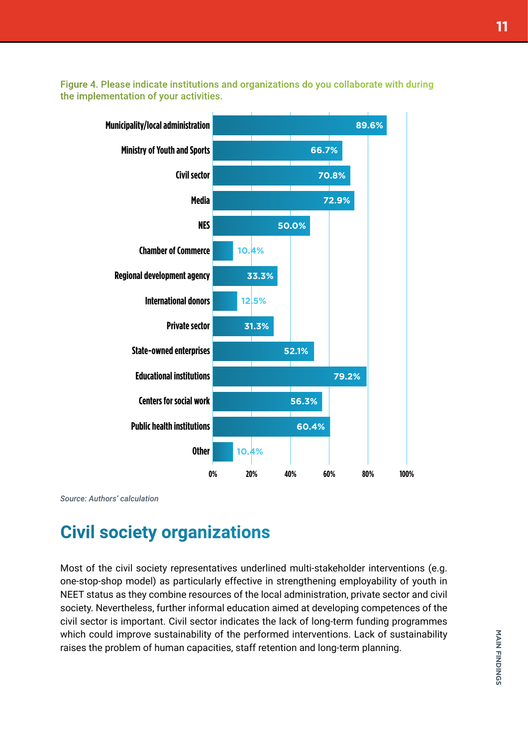Figure 4. Please indicate institutions and organizations do you collaborate with during the implementation of your activities.

| Institution/organization | Share |
|---|---|
| Municipality/local administration | 89.6% |
| Ministry of Youth and Sports | 66.7% |
| Civil sector | 70.8% |
| Media | 72.9% |
| NES | 50.0% |
| Chamber of Commerce | 10.4% |
| Regional development agency | 33.3% |
| International donors | 12.5% |
| Private sector | 31.3% |
| State-owned enterprises | 52.1% |
| Educational institutions | 79.2% |
| Centers for social work | 56.3% |
| Public health institutions | 60.4% |
| Other | 10.4% |

*Source: Authors' calculation*

## Civil society organizations

Most of the civil society representatives underlined multi-stakeholder interventions (e.g. one-stop-shop model) as particularly effective in strengthening employability of youth in NEET status as they combine resources of the local administration, private sector and civil society. Nevertheless, further informal education aimed at developing competences of the civil sector is important. Civil sector indicates the lack of long-term funding programmes which could improve sustainability of the performed interventions. Lack of sustainability raises the problem of human capacities, staff retention and long-term planning.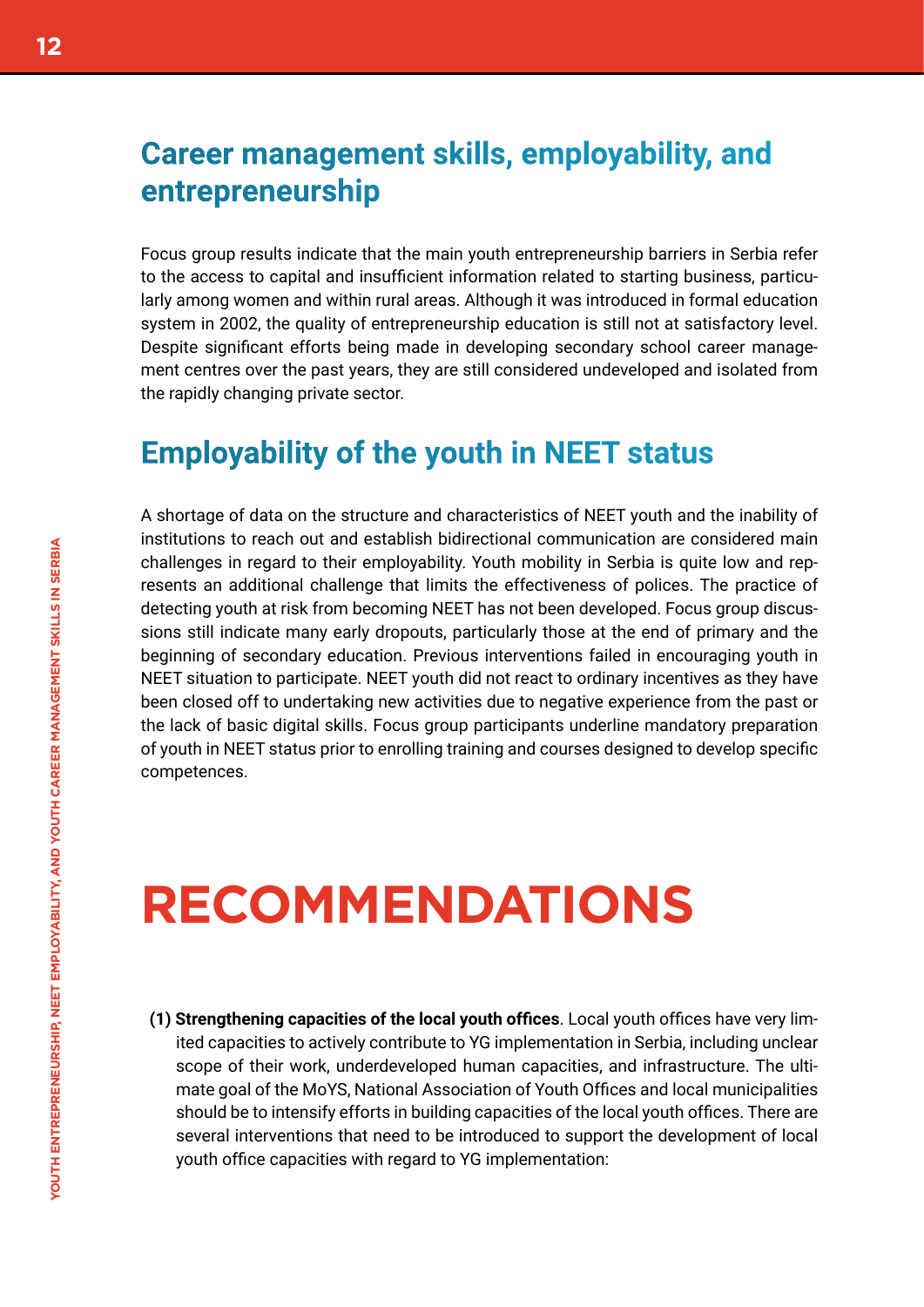## Career management skills, employability, and entrepreneurship

Focus group results indicate that the main youth entrepreneurship barriers in Serbia refer to the access to capital and insufficient information related to starting business, particularly among women and within rural areas. Although it was introduced in formal education system in 2002, the quality of entrepreneurship education is still not at satisfactory level. Despite significant efforts being made in developing secondary school career management centres over the past years, they are still considered undeveloped and isolated from the rapidly changing private sector.

## Employability of the youth in NEET status

A shortage of data on the structure and characteristics of NEET youth and the inability of institutions to reach out and establish bidirectional communication are considered main challenges in regard to their employability. Youth mobility in Serbia is quite low and represents an additional challenge that limits the effectiveness of polices. The practice of detecting youth at risk from becoming NEET has not been developed. Focus group discussions still indicate many early dropouts, particularly those at the end of primary and the beginning of secondary education. Previous interventions failed in encouraging youth in NEET situation to participate. NEET youth did not react to ordinary incentives as they have been closed off to undertaking new activities due to negative experience from the past or the lack of basic digital skills. Focus group participants underline mandatory preparation of youth in NEET status prior to enrolling training and courses designed to develop specific competences.

# RECOMMENDATIONS

**(1) Strengthening capacities of the local youth offices**. Local youth offices have very limited capacities to actively contribute to YG implementation in Serbia, including unclear scope of their work, underdeveloped human capacities, and infrastructure. The ultimate goal of the MoYS, National Association of Youth Offices and local municipalities should be to intensify efforts in building capacities of the local youth offices. There are several interventions that need to be introduced to support the development of local youth office capacities with regard to YG implementation: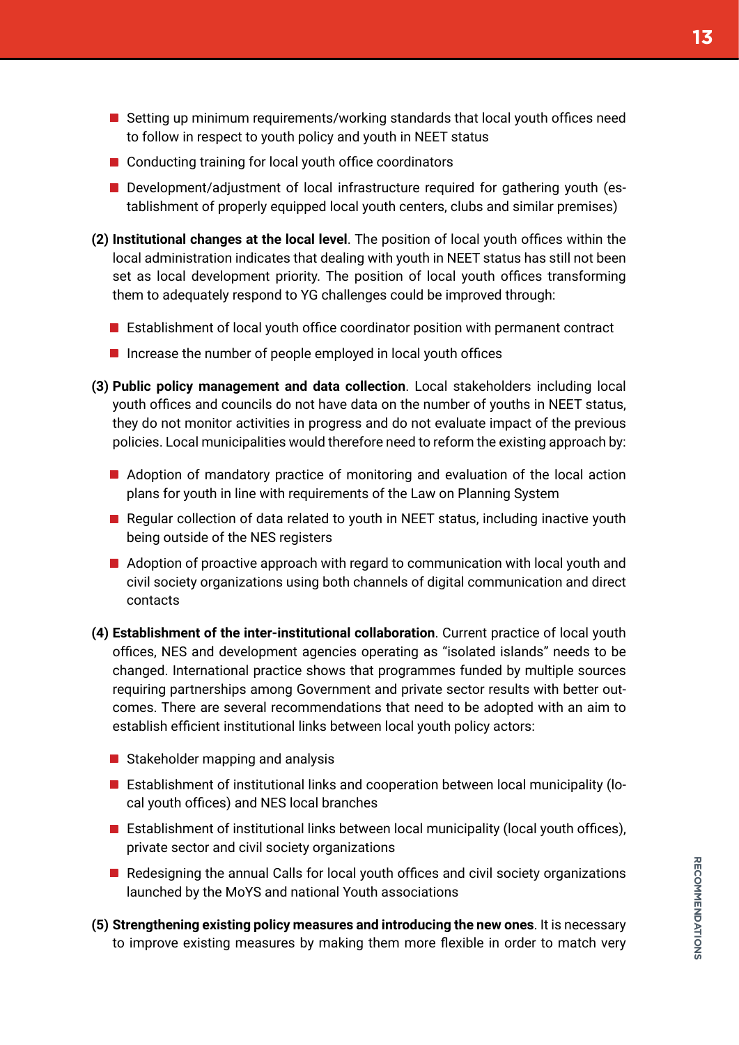- Setting up minimum requirements/working standards that local youth offices need to follow in respect to youth policy and youth in NEET status
- Conducting training for local youth office coordinators
- Development/adjustment of local infrastructure required for gathering youth (establishment of properly equipped local youth centers, clubs and similar premises)

**(2) Institutional changes at the local level**. The position of local youth offices within the local administration indicates that dealing with youth in NEET status has still not been set as local development priority. The position of local youth offices transforming them to adequately respond to YG challenges could be improved through:

- Establishment of local youth office coordinator position with permanent contract
- Increase the number of people employed in local youth offices

**(3) Public policy management and data collection**. Local stakeholders including local youth offices and councils do not have data on the number of youths in NEET status, they do not monitor activities in progress and do not evaluate impact of the previous policies. Local municipalities would therefore need to reform the existing approach by:

- Adoption of mandatory practice of monitoring and evaluation of the local action plans for youth in line with requirements of the Law on Planning System
- Regular collection of data related to youth in NEET status, including inactive youth being outside of the NES registers
- Adoption of proactive approach with regard to communication with local youth and civil society organizations using both channels of digital communication and direct contacts

**(4) Establishment of the inter-institutional collaboration**. Current practice of local youth offices, NES and development agencies operating as “isolated islands” needs to be changed. International practice shows that programmes funded by multiple sources requiring partnerships among Government and private sector results with better outcomes. There are several recommendations that need to be adopted with an aim to establish efficient institutional links between local youth policy actors:

- Stakeholder mapping and analysis
- Establishment of institutional links and cooperation between local municipality (local youth offices) and NES local branches
- Establishment of institutional links between local municipality (local youth offices), private sector and civil society organizations
- Redesigning the annual Calls for local youth offices and civil society organizations launched by the MoYS and national Youth associations

**(5) Strengthening existing policy measures and introducing the new ones**. It is necessary to improve existing measures by making them more flexible in order to match very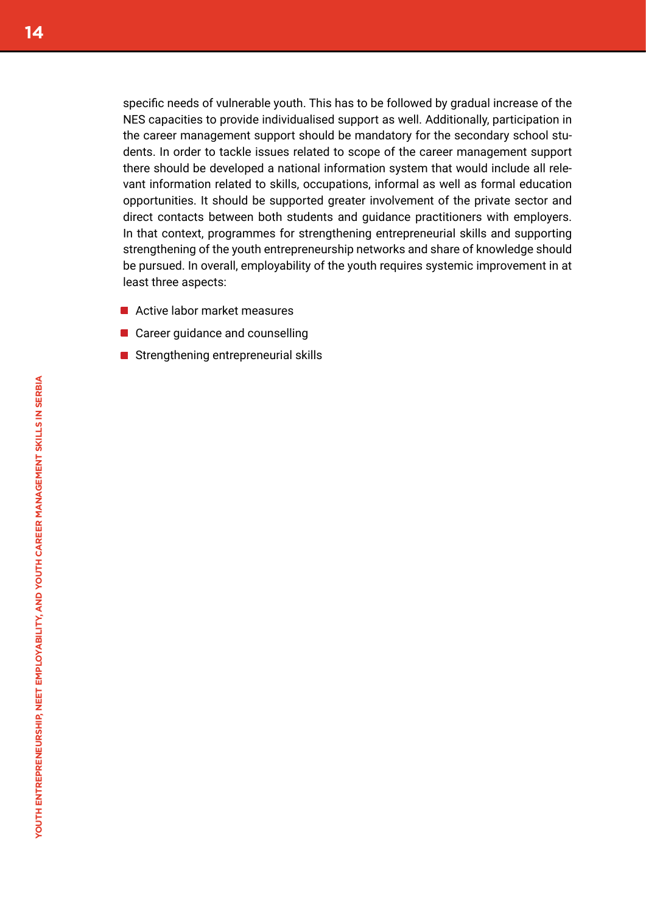specific needs of vulnerable youth. This has to be followed by gradual increase of the NES capacities to provide individualised support as well. Additionally, participation in the career management support should be mandatory for the secondary school students. In order to tackle issues related to scope of the career management support there should be developed a national information system that would include all relevant information related to skills, occupations, informal as well as formal education opportunities. It should be supported greater involvement of the private sector and direct contacts between both students and guidance practitioners with employers. In that context, programmes for strengthening entrepreneurial skills and supporting strengthening of the youth entrepreneurship networks and share of knowledge should be pursued. In overall, employability of the youth requires systemic improvement in at least three aspects:

- Active labor market measures
- Career guidance and counselling
- Strengthening entrepreneurial skills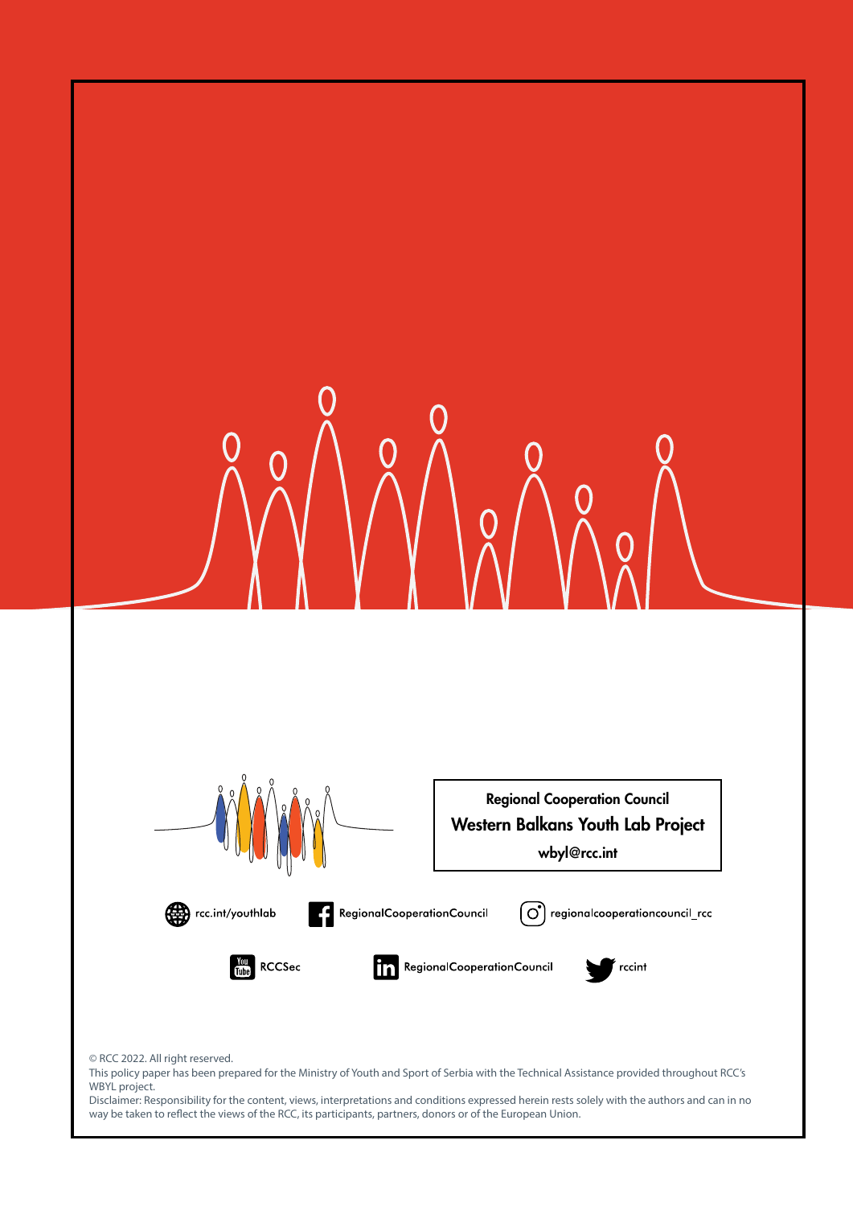**Regional Cooperation Council**

**Western Balkans Youth Lab Project**

**wbyl@rcc.int**

rcc.int/youthlab

RegionalCooperationCouncil

regionalcooperationcouncil_rcc

RCCSec

RegionalCooperationCouncil

rccint

© RCC 2022. All right reserved.

This policy paper has been prepared for the Ministry of Youth and Sport of Serbia with the Technical Assistance provided throughout RCC's WBYL project.

Disclaimer: Responsibility for the content, views, interpretations and conditions expressed herein rests solely with the authors and can in no way be taken to reflect the views of the RCC, its participants, partners, donors or of the European Union.